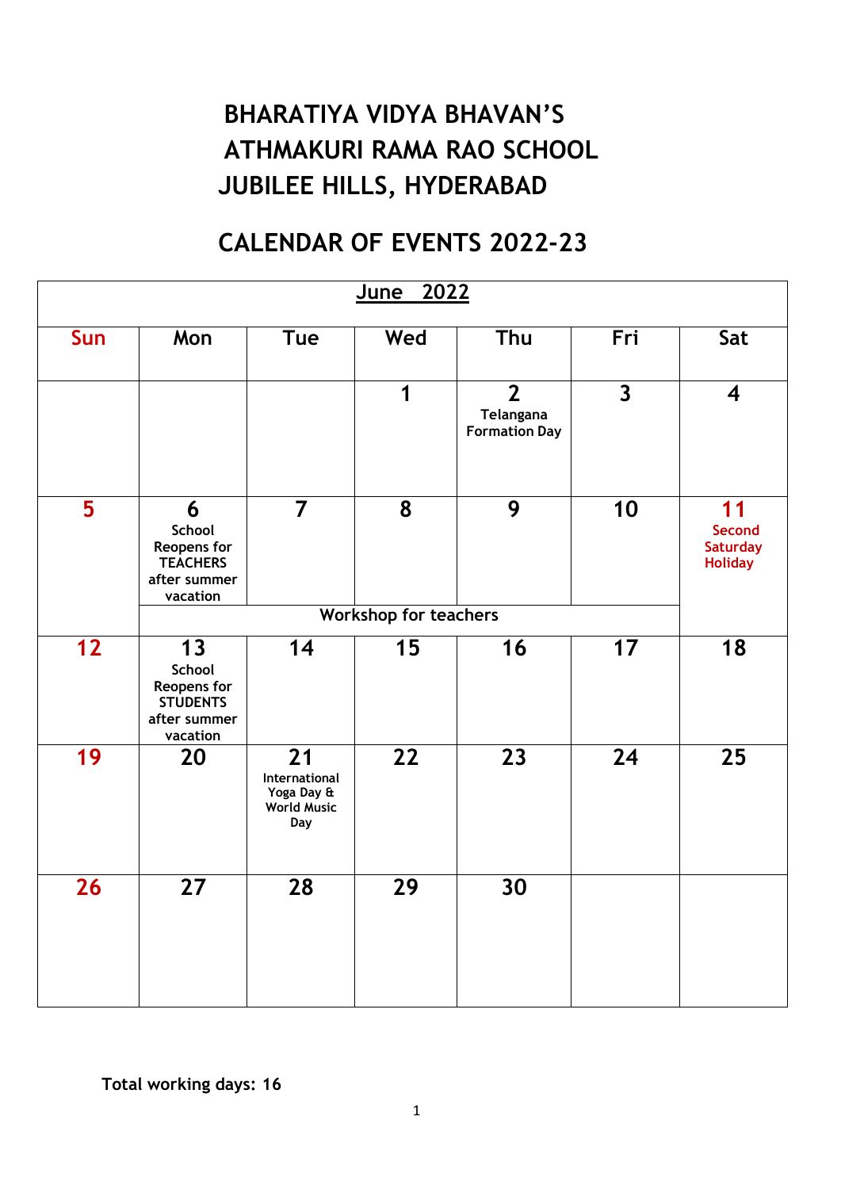# BHARATIYA VIDYA BHAVAN'S ATHMAKURI RAMA RAO SCHOOL JUBILEE HILLS, HYDERABAD

## CALENDAR OF EVENTS 2022-23

| June 2022 | | | | | | |
|---|---|---|---|---|---|---|
| Sun | Mon | Tue | Wed | Thu | Fri | Sat |
| | | | 1 | 2 Telangana Formation Day | 3 | 4 |
| 5 | 6 School Reopens for TEACHERS after summer vacation | 7 | 8 | 9 | 10 | 11 Second Saturday Holiday |
| | Workshop for teachers | | | | | |
| 12 | 13 School Reopens for STUDENTS after summer vacation | 14 | 15 | 16 | 17 | 18 |
| 19 | 20 | 21 International Yoga Day & World Music Day | 22 | 23 | 24 | 25 |
| 26 | 27 | 28 | 29 | 30 | | |

**Total working days: 16**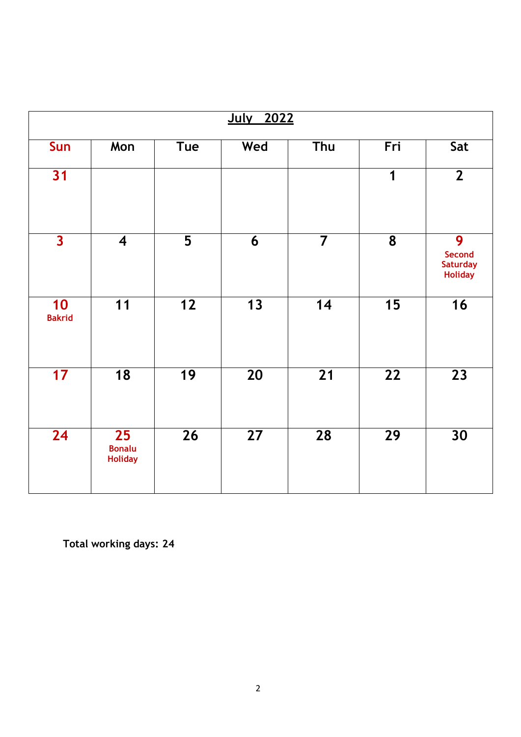| July 2022 | | | | | | |
|---|---|---|---|---|---|---|
| Sun | Mon | Tue | Wed | Thu | Fri | Sat |
| 31 | | | | | 1 | 2 |
| 3 | 4 | 5 | 6 | 7 | 8 | 9 Second Saturday Holiday |
| 10 Bakrid | 11 | 12 | 13 | 14 | 15 | 16 |
| 17 | 18 | 19 | 20 | 21 | 22 | 23 |
| 24 | 25 Bonalu Holiday | 26 | 27 | 28 | 29 | 30 |

**Total working days: 24**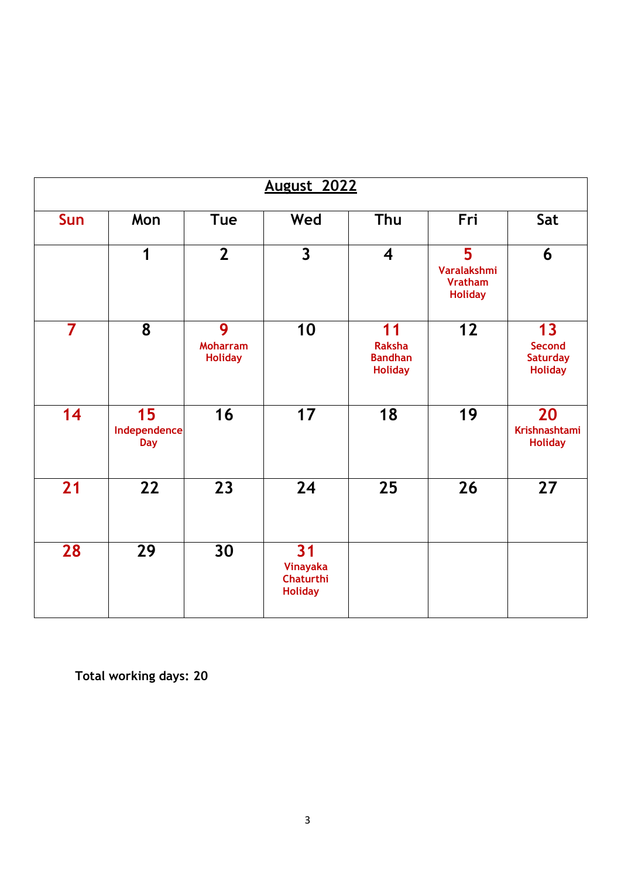| August 2022 | | | | | | |
|---|---|---|---|---|---|---|
| Sun | Mon | Tue | Wed | Thu | Fri | Sat |
| | 1 | 2 | 3 | 4 | 5 Varalakshmi Vratham Holiday | 6 |
| 7 | 8 | 9 Moharram Holiday | 10 | 11 Raksha Bandhan Holiday | 12 | 13 Second Saturday Holiday |
| 14 | 15 Independence Day | 16 | 17 | 18 | 19 | 20 Krishnashtami Holiday |
| 21 | 22 | 23 | 24 | 25 | 26 | 27 |
| 28 | 29 | 30 | 31 Vinayaka Chaturthi Holiday | | | |

**Total working days: 20**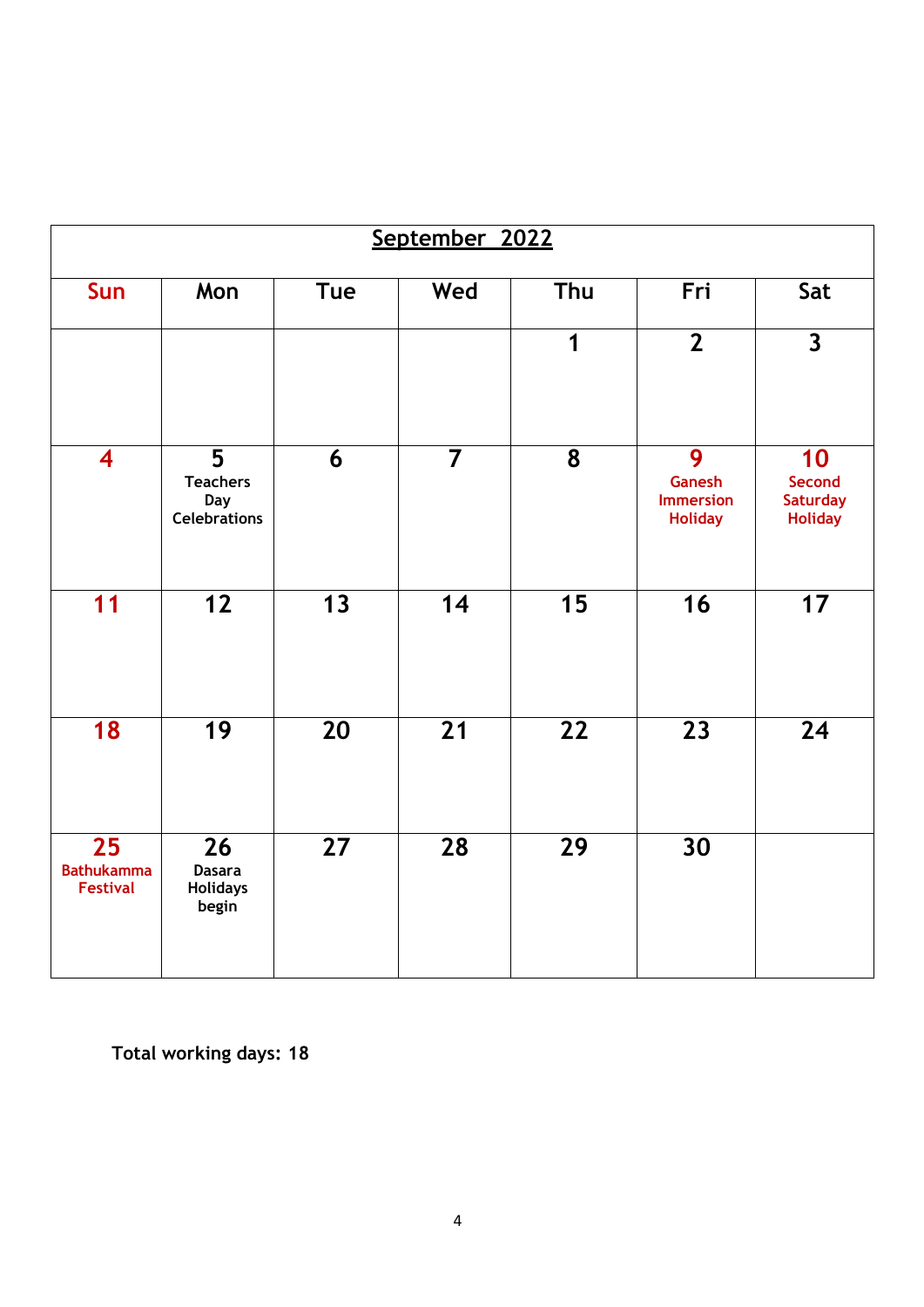| September 2022 | | | | | | |
|---|---|---|---|---|---|---|
| Sun | Mon | Tue | Wed | Thu | Fri | Sat |
| | | | | 1 | 2 | 3 |
| 4 | 5 Teachers Day Celebrations | 6 | 7 | 8 | 9 Ganesh Immersion Holiday | 10 Second Saturday Holiday |
| 11 | 12 | 13 | 14 | 15 | 16 | 17 |
| 18 | 19 | 20 | 21 | 22 | 23 | 24 |
| 25 Bathukamma Festival | 26 Dasara Holidays begin | 27 | 28 | 29 | 30 | |

**Total working days: 18**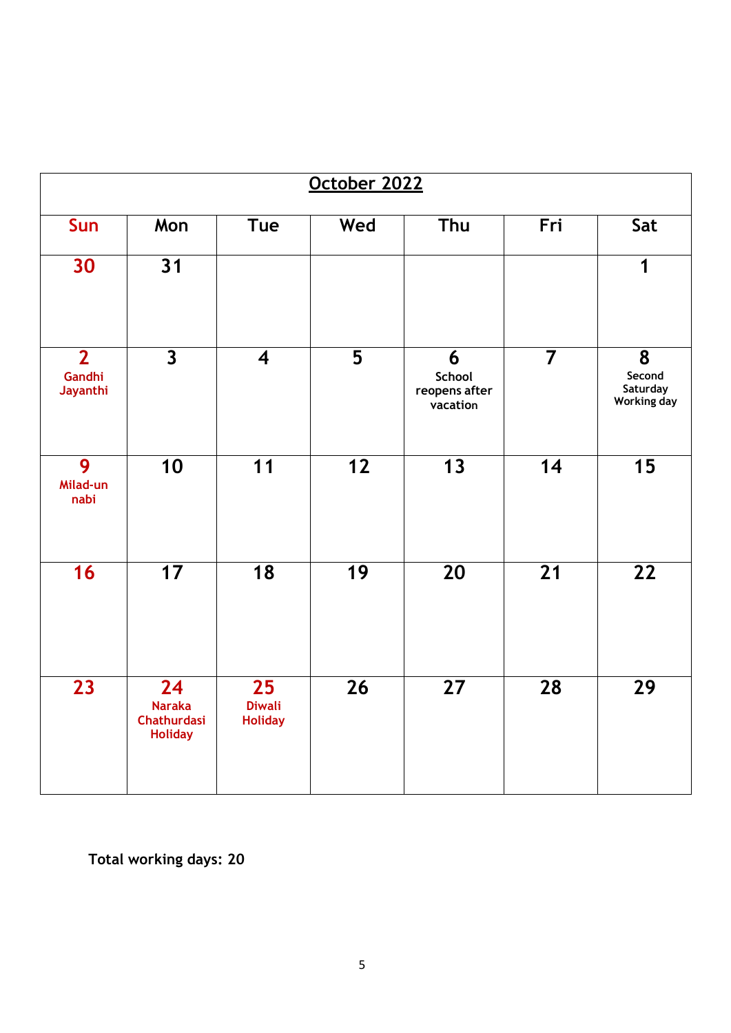| October 2022 | | | | | | |
|---|---|---|---|---|---|---|
| Sun | Mon | Tue | Wed | Thu | Fri | Sat |
| 30 | 31 | | | | | 1 |
| 2 Gandhi Jayanthi | 3 | 4 | 5 | 6 School reopens after vacation | 7 | 8 Second Saturday Working day |
| 9 Milad-un nabi | 10 | 11 | 12 | 13 | 14 | 15 |
| 16 | 17 | 18 | 19 | 20 | 21 | 22 |
| 23 | 24 Naraka Chathurdasi Holiday | 25 Diwali Holiday | 26 | 27 | 28 | 29 |

**Total working days: 20**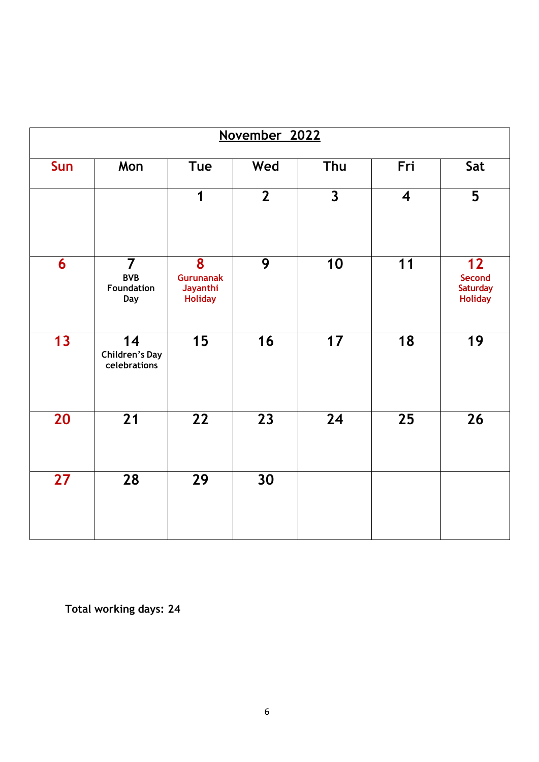| November 2022 | | | | | | |
|---|---|---|---|---|---|---|
| Sun | Mon | Tue | Wed | Thu | Fri | Sat |
| | | 1 | 2 | 3 | 4 | 5 |
| 6 | 7 BVB Foundation Day | 8 Gurunanak Jayanthi Holiday | 9 | 10 | 11 | 12 Second Saturday Holiday |
| 13 | 14 Children's Day celebrations | 15 | 16 | 17 | 18 | 19 |
| 20 | 21 | 22 | 23 | 24 | 25 | 26 |
| 27 | 28 | 29 | 30 | | | |

**Total working days: 24**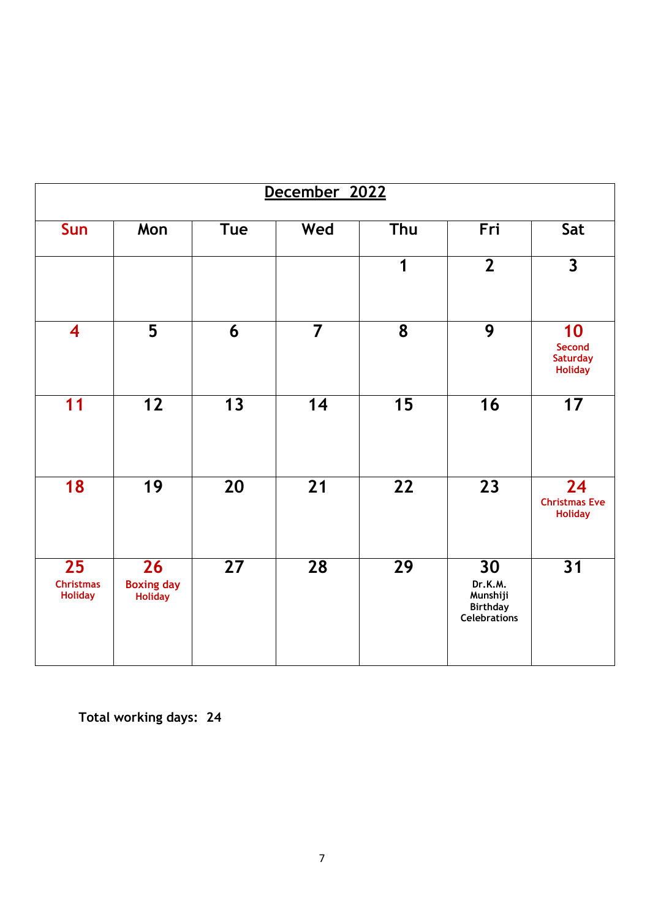| December 2022 | | | | | | |
|---|---|---|---|---|---|---|
| Sun | Mon | Tue | Wed | Thu | Fri | Sat |
| | | | | 1 | 2 | 3 |
| 4 | 5 | 6 | 7 | 8 | 9 | 10 Second Saturday Holiday |
| 11 | 12 | 13 | 14 | 15 | 16 | 17 |
| 18 | 19 | 20 | 21 | 22 | 23 | 24 Christmas Eve Holiday |
| 25 Christmas Holiday | 26 Boxing day Holiday | 27 | 28 | 29 | 30 Dr.K.M. Munshiji Birthday Celebrations | 31 |

**Total working days: 24**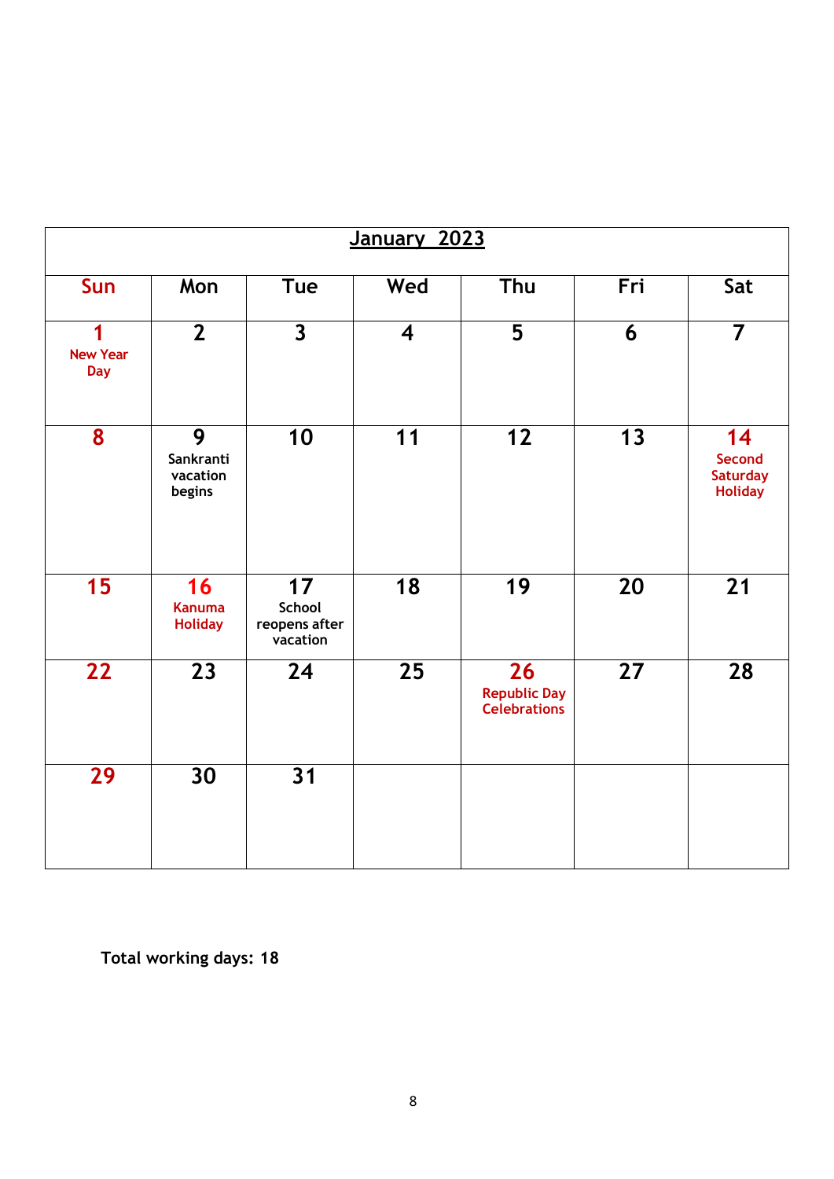| January 2023 | | | | | | |
|---|---|---|---|---|---|---|
| Sun | Mon | Tue | Wed | Thu | Fri | Sat |
| 1 New Year Day | 2 | 3 | 4 | 5 | 6 | 7 |
| 8 | 9 Sankranti vacation begins | 10 | 11 | 12 | 13 | 14 Second Saturday Holiday |
| 15 | 16 Kanuma Holiday | 17 School reopens after vacation | 18 | 19 | 20 | 21 |
| 22 | 23 | 24 | 25 | 26 Republic Day Celebrations | 27 | 28 |
| 29 | 30 | 31 | | | | |

**Total working days: 18**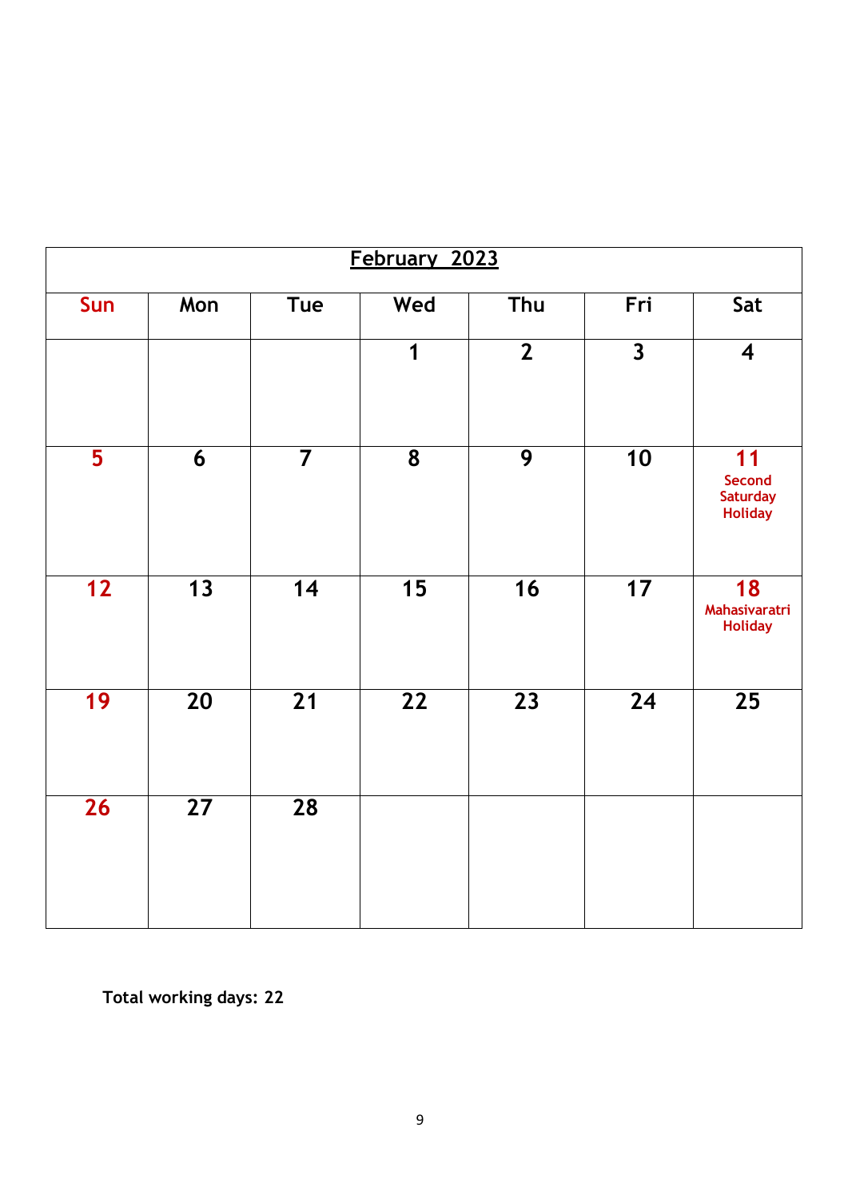| February 2023 | | | | | | |
|---|---|---|---|---|---|---|
| Sun | Mon | Tue | Wed | Thu | Fri | Sat |
| | | | 1 | 2 | 3 | 4 |
| 5 | 6 | 7 | 8 | 9 | 10 | 11 Second Saturday Holiday |
| 12 | 13 | 14 | 15 | 16 | 17 | 18 Mahasivaratri Holiday |
| 19 | 20 | 21 | 22 | 23 | 24 | 25 |
| 26 | 27 | 28 | | | | |

**Total working days: 22**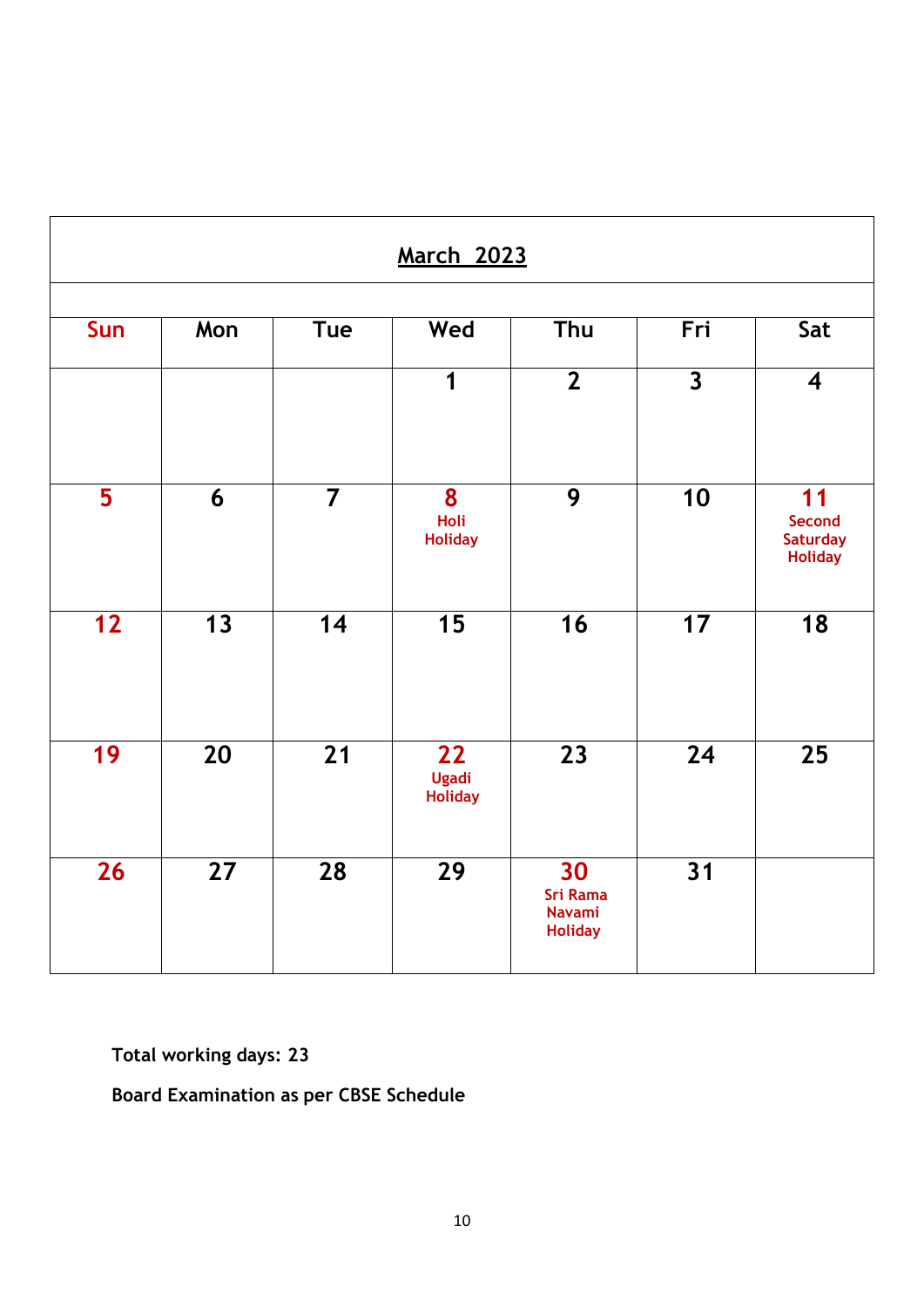| March 2023 | | | | | | |
|---|---|---|---|---|---|---|
| **Sun** | **Mon** | **Tue** | **Wed** | **Thu** | **Fri** | **Sat** |
| | | | 1 | 2 | 3 | 4 |
| 5 | 6 | 7 | 8 Holi Holiday | 9 | 10 | 11 Second Saturday Holiday |
| 12 | 13 | 14 | 15 | 16 | 17 | 18 |
| 19 | 20 | 21 | 22 Ugadi Holiday | 23 | 24 | 25 |
| 26 | 27 | 28 | 29 | 30 Sri Rama Navami Holiday | 31 | |

**Total working days: 23**

**Board Examination as per CBSE Schedule**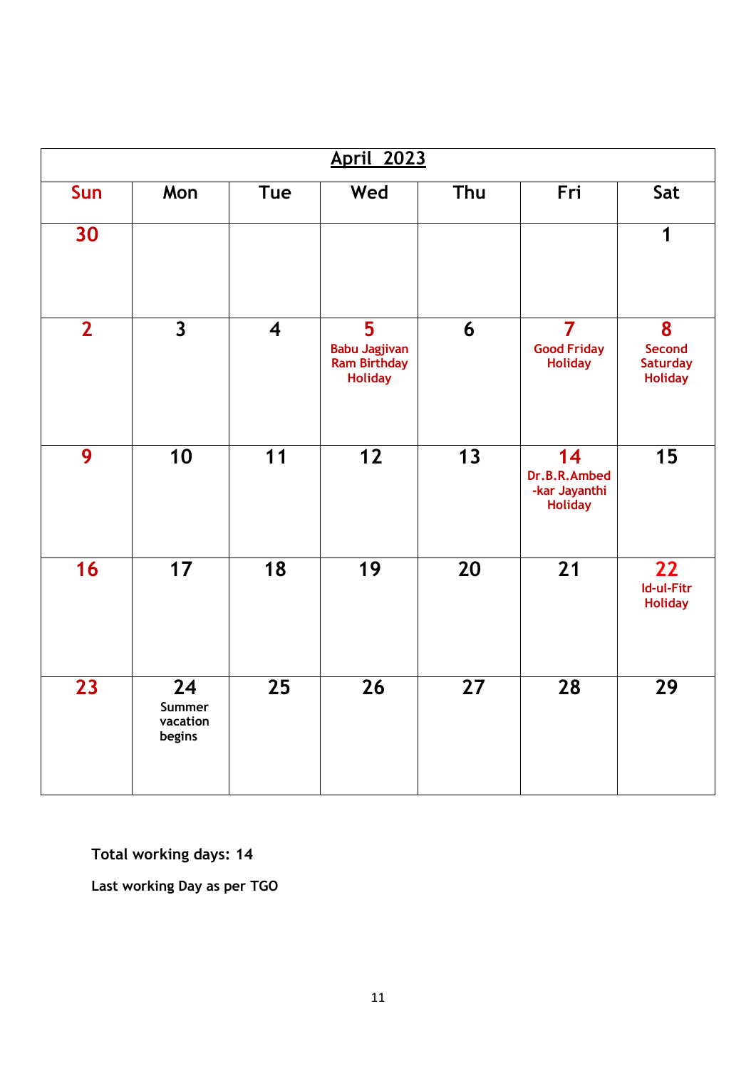| April 2023 | | | | | | |
|---|---|---|---|---|---|---|
| Sun | Mon | Tue | Wed | Thu | Fri | Sat |
| 30 | | | | | | 1 |
| 2 | 3 | 4 | 5 Babu Jagjivan Ram Birthday Holiday | 6 | 7 Good Friday Holiday | 8 Second Saturday Holiday |
| 9 | 10 | 11 | 12 | 13 | 14 Dr.B.R.Ambed -kar Jayanthi Holiday | 15 |
| 16 | 17 | 18 | 19 | 20 | 21 | 22 Id-ul-Fitr Holiday |
| 23 | 24 Summer vacation begins | 25 | 26 | 27 | 28 | 29 |

**Total working days: 14**

**Last working Day as per TGO**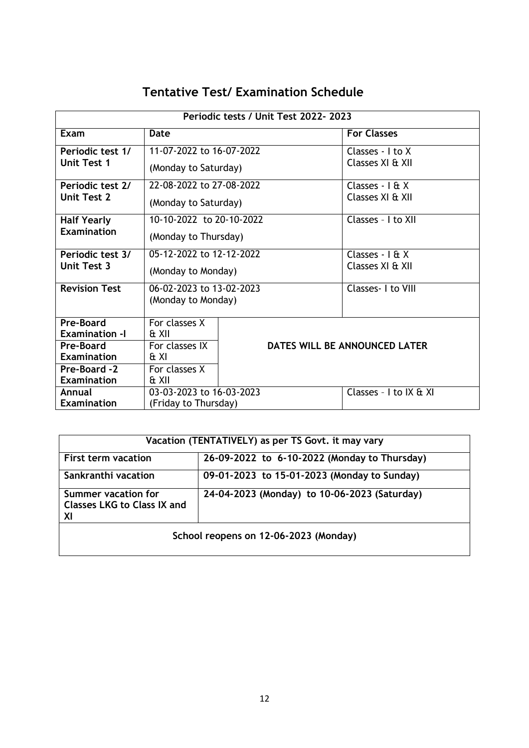# Tentative Test/ Examination Schedule

| Periodic tests / Unit Test 2022- 2023 | | |
|---|---|---|
| **Exam** | **Date** | **For Classes** |
| **Periodic test 1/ Unit Test 1** | 11-07-2022 to 16-07-2022 (Monday to Saturday) | Classes - I to X Classes XI & XII |
| **Periodic test 2/ Unit Test 2** | 22-08-2022 to 27-08-2022 (Monday to Saturday) | Classes - I & X Classes XI & XII |
| **Half Yearly Examination** | 10-10-2022 to 20-10-2022 (Monday to Thursday) | Classes – I to XII |
| **Periodic test 3/ Unit Test 3** | 05-12-2022 to 12-12-2022 (Monday to Monday) | Classes - I & X Classes XI & XII |
| **Revision Test** | 06-02-2023 to 13-02-2023 (Monday to Monday) | Classes- I to VIII |
| **Pre-Board Examination -I** | For classes X & XII | **DATES WILL BE ANNOUNCED LATER** |
| **Pre-Board Examination** | For classes IX & XI | **DATES WILL BE ANNOUNCED LATER** |
| **Pre-Board -2 Examination** | For classes X & XII | **DATES WILL BE ANNOUNCED LATER** |
| **Annual Examination** | 03-03-2023 to 16-03-2023 (Friday to Thursday) | Classes – I to IX & XI |

| Vacation (TENTATIVELY) as per TS Govt. it may vary | |
|---|---|
| **First term vacation** | **26-09-2022 to 6-10-2022 (Monday to Thursday)** |
| **Sankranthi vacation** | **09-01-2023 to 15-01-2023 (Monday to Sunday)** |
| **Summer vacation for Classes LKG to Class IX and XI** | **24-04-2023 (Monday) to 10-06-2023 (Saturday)** |
| **School reopens on 12-06-2023 (Monday)** | |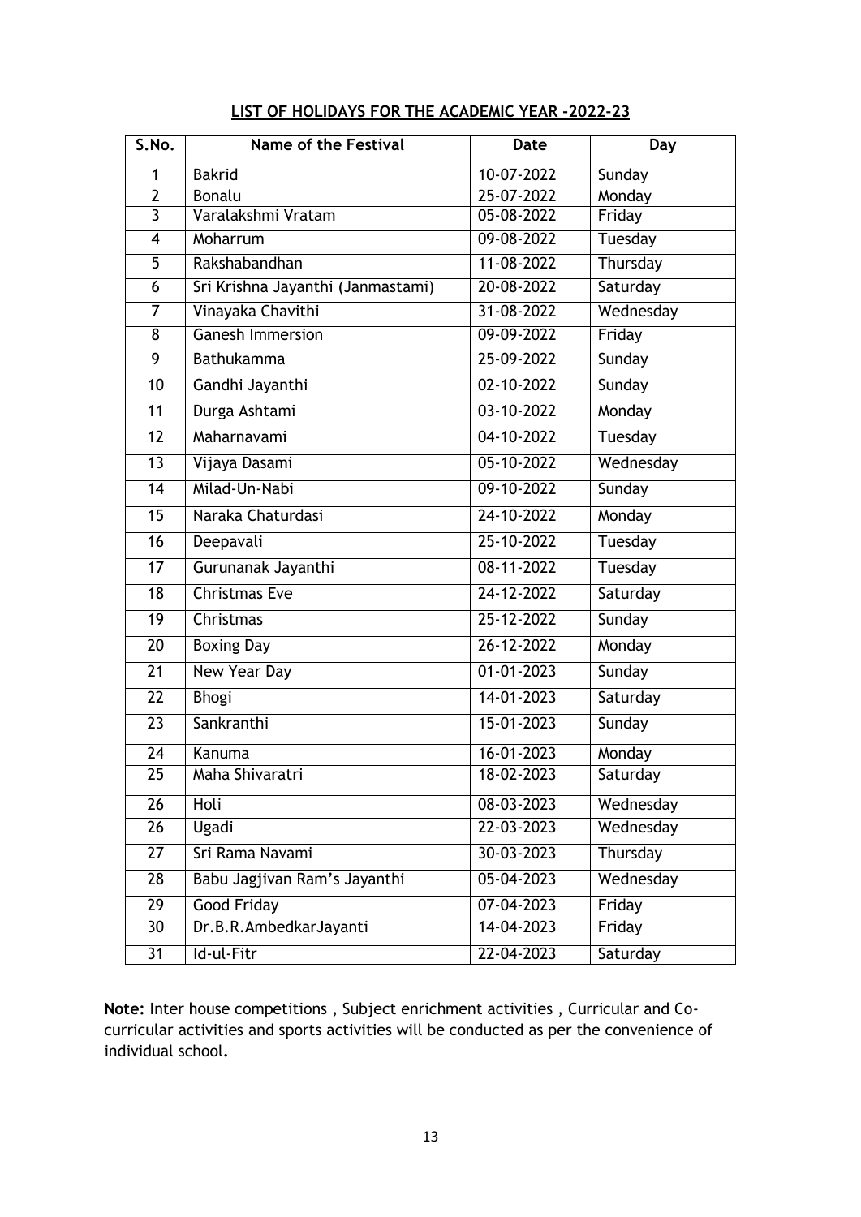## LIST OF HOLIDAYS FOR THE ACADEMIC YEAR -2022-23

| S.No. | Name of the Festival | Date | Day |
|---|---|---|---|
| 1 | Bakrid | 10-07-2022 | Sunday |
| 2 | Bonalu | 25-07-2022 | Monday |
| 3 | Varalakshmi Vratam | 05-08-2022 | Friday |
| 4 | Moharrum | 09-08-2022 | Tuesday |
| 5 | Rakshabandhan | 11-08-2022 | Thursday |
| 6 | Sri Krishna Jayanthi (Janmastami) | 20-08-2022 | Saturday |
| 7 | Vinayaka Chavithi | 31-08-2022 | Wednesday |
| 8 | Ganesh Immersion | 09-09-2022 | Friday |
| 9 | Bathukamma | 25-09-2022 | Sunday |
| 10 | Gandhi Jayanthi | 02-10-2022 | Sunday |
| 11 | Durga Ashtami | 03-10-2022 | Monday |
| 12 | Maharnavami | 04-10-2022 | Tuesday |
| 13 | Vijaya Dasami | 05-10-2022 | Wednesday |
| 14 | Milad-Un-Nabi | 09-10-2022 | Sunday |
| 15 | Naraka Chaturdasi | 24-10-2022 | Monday |
| 16 | Deepavali | 25-10-2022 | Tuesday |
| 17 | Gurunanak Jayanthi | 08-11-2022 | Tuesday |
| 18 | Christmas Eve | 24-12-2022 | Saturday |
| 19 | Christmas | 25-12-2022 | Sunday |
| 20 | Boxing Day | 26-12-2022 | Monday |
| 21 | New Year Day | 01-01-2023 | Sunday |
| 22 | Bhogi | 14-01-2023 | Saturday |
| 23 | Sankranthi | 15-01-2023 | Sunday |
| 24 | Kanuma | 16-01-2023 | Monday |
| 25 | Maha Shivaratri | 18-02-2023 | Saturday |
| 26 | Holi | 08-03-2023 | Wednesday |
| 26 | Ugadi | 22-03-2023 | Wednesday |
| 27 | Sri Rama Navami | 30-03-2023 | Thursday |
| 28 | Babu Jagjivan Ram's Jayanthi | 05-04-2023 | Wednesday |
| 29 | Good Friday | 07-04-2023 | Friday |
| 30 | Dr.B.R.AmbedkarJayanti | 14-04-2023 | Friday |
| 31 | Id-ul-Fitr | 22-04-2023 | Saturday |

**Note:** Inter house competitions , Subject enrichment activities , Curricular and Co-curricular activities and sports activities will be conducted as per the convenience of individual school**.**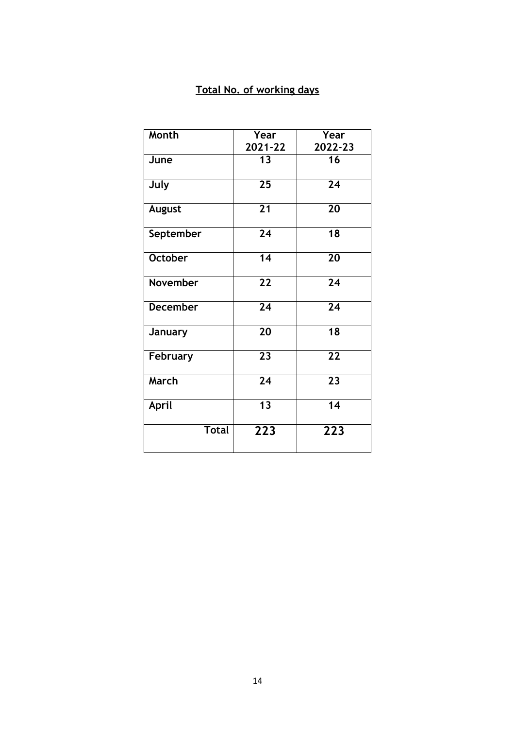## Total No. of working days

| Month | Year 2021-22 | Year 2022-23 |
|---|---|---|
| June | 13 | 16 |
| July | 25 | 24 |
| August | 21 | 20 |
| September | 24 | 18 |
| October | 14 | 20 |
| November | 22 | 24 |
| December | 24 | 24 |
| January | 20 | 18 |
| February | 23 | 22 |
| March | 24 | 23 |
| April | 13 | 14 |
| Total | 223 | 223 |